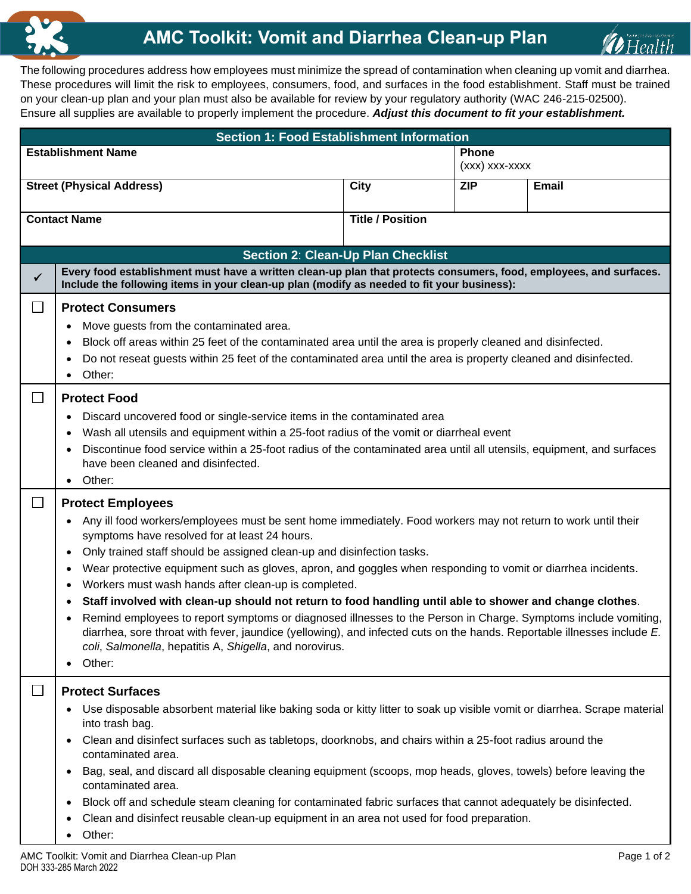# AMC Toolkit: Vomit and Diarrhea Clean-up Plan

The following procedures address how employees must minimize the spread of contamination when cleaning up vomit and diarrhea. These procedures will limit the risk to employees, consumers, food, and surfaces in the food establishment. Staff must be trained on your clean-up plan and your plan must also be available for review by your regulatory authority (WAC 246-215-02500). Ensure all supplies are available to properly implement the procedure. ***Adjust this document to fit your establishment.***

## Section 1: Food Establishment Information

| **Establishment Name** | | **Phone** (xxx) xxx-xxxx | |
|---|---|---|---|
| **Street (Physical Address)** | **City** | **ZIP** | **Email** |
| **Contact Name** | **Title / Position** | | |

## Section 2: Clean-Up Plan Checklist

| ✓ | **Every food establishment must have a written clean-up plan that protects consumers, food, employees, and surfaces. Include the following items in your clean-up plan (modify as needed to fit your business):** |
|---|---|
| ☐ | **Protect Consumers**<br>• Move guests from the contaminated area.<br>• Block off areas within 25 feet of the contaminated area until the area is properly cleaned and disinfected.<br>• Do not reseat guests within 25 feet of the contaminated area until the area is property cleaned and disinfected.<br>• Other: |
| ☐ | **Protect Food**<br>• Discard uncovered food or single-service items in the contaminated area<br>• Wash all utensils and equipment within a 25-foot radius of the vomit or diarrheal event<br>• Discontinue food service within a 25-foot radius of the contaminated area until all utensils, equipment, and surfaces have been cleaned and disinfected.<br>• Other: |
| ☐ | **Protect Employees**<br>• Any ill food workers/employees must be sent home immediately. Food workers may not return to work until their symptoms have resolved for at least 24 hours.<br>• Only trained staff should be assigned clean-up and disinfection tasks.<br>• Wear protective equipment such as gloves, apron, and goggles when responding to vomit or diarrhea incidents.<br>• Workers must wash hands after clean-up is completed.<br>• **Staff involved with clean-up should not return to food handling until able to shower and change clothes**.<br>• Remind employees to report symptoms or diagnosed illnesses to the Person in Charge. Symptoms include vomiting, diarrhea, sore throat with fever, jaundice (yellowing), and infected cuts on the hands. Reportable illnesses include *E. coli*, *Salmonella*, hepatitis A, *Shigella*, and norovirus.<br>• Other: |
| ☐ | **Protect Surfaces**<br>• Use disposable absorbent material like baking soda or kitty litter to soak up visible vomit or diarrhea. Scrape material into trash bag.<br>• Clean and disinfect surfaces such as tabletops, doorknobs, and chairs within a 25-foot radius around the contaminated area.<br>• Bag, seal, and discard all disposable cleaning equipment (scoops, mop heads, gloves, towels) before leaving the contaminated area.<br>• Block off and schedule steam cleaning for contaminated fabric surfaces that cannot adequately be disinfected.<br>• Clean and disinfect reusable clean-up equipment in an area not used for food preparation.<br>• Other: |

DOH 333-285 March 2022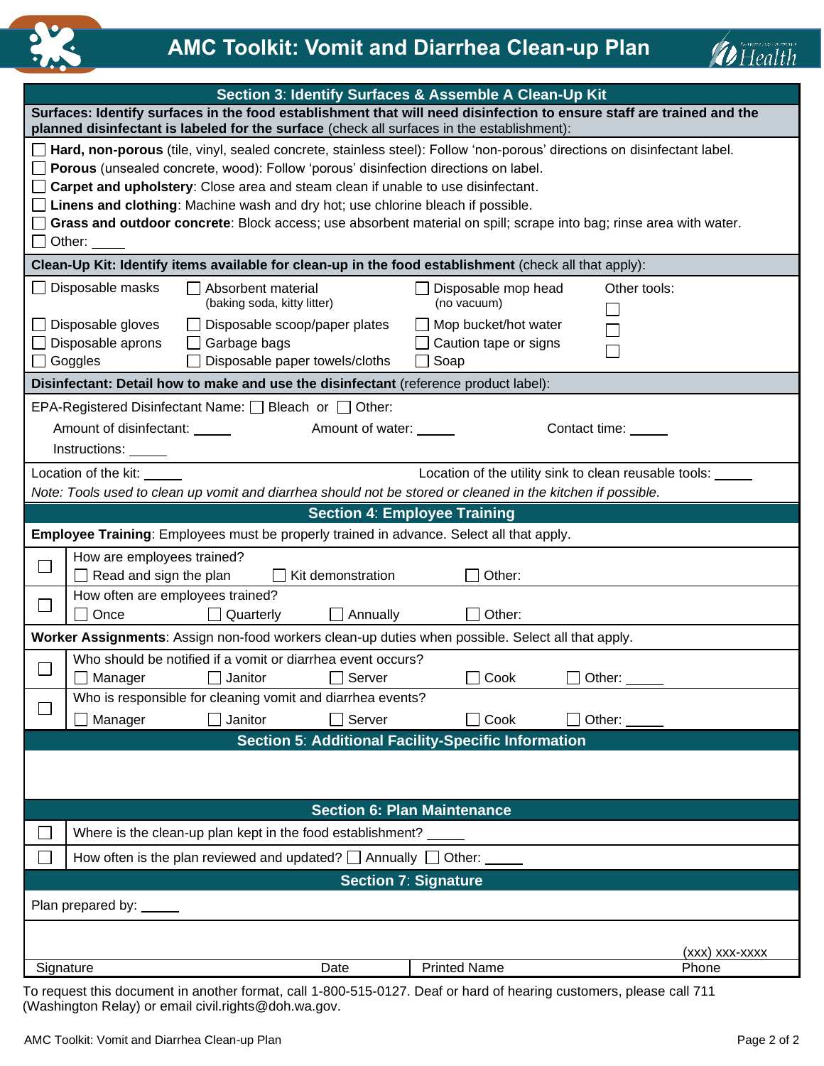# AMC Toolkit: Vomit and Diarrhea Clean-up Plan

## Section 3: Identify Surfaces & Assemble A Clean-Up Kit

**Surfaces: Identify surfaces in the food establishment that will need disinfection to ensure staff are trained and the planned disinfectant is labeled for the surface** (check all surfaces in the establishment):

- ☐ **Hard, non-porous** (tile, vinyl, sealed concrete, stainless steel): Follow 'non-porous' directions on disinfectant label.
- ☐ **Porous** (unsealed concrete, wood): Follow 'porous' disinfection directions on label.
- ☐ **Carpet and upholstery**: Close area and steam clean if unable to use disinfectant.
- ☐ **Linens and clothing**: Machine wash and dry hot; use chlorine bleach if possible.
- ☐ **Grass and outdoor concrete**: Block access; use absorbent material on spill; scrape into bag; rinse area with water.
- ☐ Other: _____

**Clean-Up Kit: Identify items available for clean-up in the food establishment** (check all that apply):

| | | | |
|---|---|---|---|
| ☐ Disposable masks | ☐ Absorbent material (baking soda, kitty litter) | ☐ Disposable mop head (no vacuum) | Other tools: |
| ☐ Disposable gloves | ☐ Disposable scoop/paper plates | ☐ Mop bucket/hot water | ☐ |
| ☐ Disposable aprons | ☐ Garbage bags | ☐ Caution tape or signs | ☐ |
| ☐ Goggles | ☐ Disposable paper towels/cloths | ☐ Soap | ☐ |

**Disinfectant: Detail how to make and use the disinfectant** (reference product label):

EPA-Registered Disinfectant Name: ☐ Bleach or ☐ Other:

Amount of disinfectant: _____ Amount of water: _____ Contact time: _____

Instructions: _____

Location of the kit: _____ Location of the utility sink to clean reusable tools: _____

*Note: Tools used to clean up vomit and diarrhea should not be stored or cleaned in the kitchen if possible.*

## Section 4: Employee Training

**Employee Training**: Employees must be properly trained in advance. Select all that apply.

- ☐ How are employees trained?
  ☐ Read and sign the plan ☐ Kit demonstration ☐ Other:
- ☐ How often are employees trained?
  ☐ Once ☐ Quarterly ☐ Annually ☐ Other:

**Worker Assignments**: Assign non-food workers clean-up duties when possible. Select all that apply.

- ☐ Who should be notified if a vomit or diarrhea event occurs?
  ☐ Manager ☐ Janitor ☐ Server ☐ Cook ☐ Other: _____
- ☐ Who is responsible for cleaning vomit and diarrhea events?
  ☐ Manager ☐ Janitor ☐ Server ☐ Cook ☐ Other: _____

## Section 5: Additional Facility-Specific Information

## Section 6: Plan Maintenance

- ☐ Where is the clean-up plan kept in the food establishment? _____
- ☐ How often is the plan reviewed and updated? ☐ Annually ☐ Other: _____

## Section 7: Signature

Plan prepared by: _____

| Signature | Date | Printed Name | Phone |
|---|---|---|---|
| | | | (xxx) xxx-xxxx |

To request this document in another format, call 1-800-515-0127. Deaf or hard of hearing customers, please call 711 (Washington Relay) or email civil.rights@doh.wa.gov.